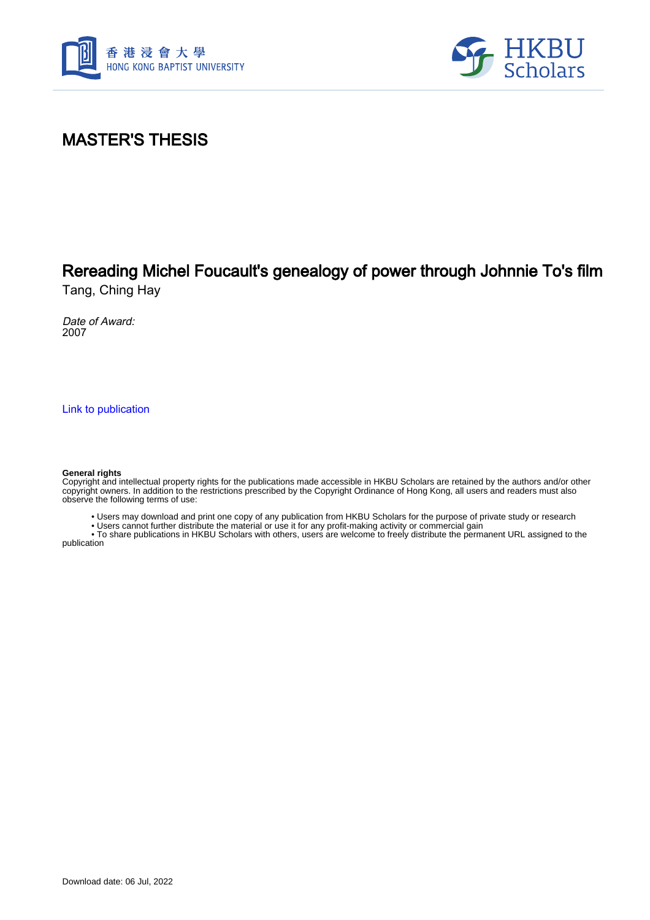# MASTER'S THESIS

## Rereading Michel Foucault's genealogy of power through Johnnie To's film

Tang, Ching Hay

*Date of Award:*
2007

Link to publication

**General rights**
Copyright and intellectual property rights for the publications made accessible in HKBU Scholars are retained by the authors and/or other copyright owners. In addition to the restrictions prescribed by the Copyright Ordinance of Hong Kong, all users and readers must also observe the following terms of use:

- Users may download and print one copy of any publication from HKBU Scholars for the purpose of private study or research
- Users cannot further distribute the material or use it for any profit-making activity or commercial gain
- To share publications in HKBU Scholars with others, users are welcome to freely distribute the permanent URL assigned to the publication

Download date: 06 Jul, 2022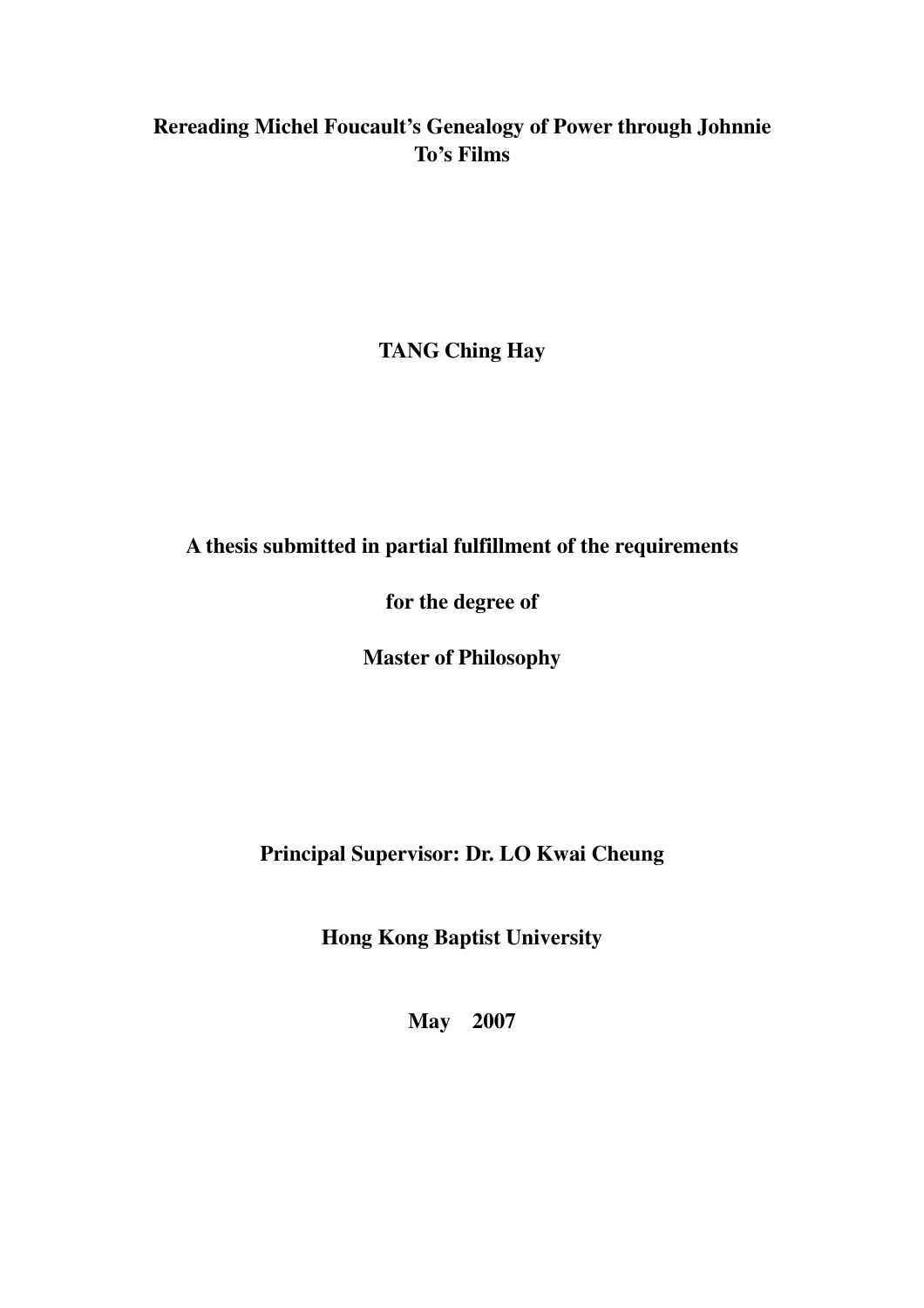# Rereading Michel Foucault's Genealogy of Power through Johnnie To's Films

**TANG Ching Hay**

**A thesis submitted in partial fulfillment of the requirements**

**for the degree of**

**Master of Philosophy**

**Principal Supervisor: Dr. LO Kwai Cheung**

**Hong Kong Baptist University**

**May 2007**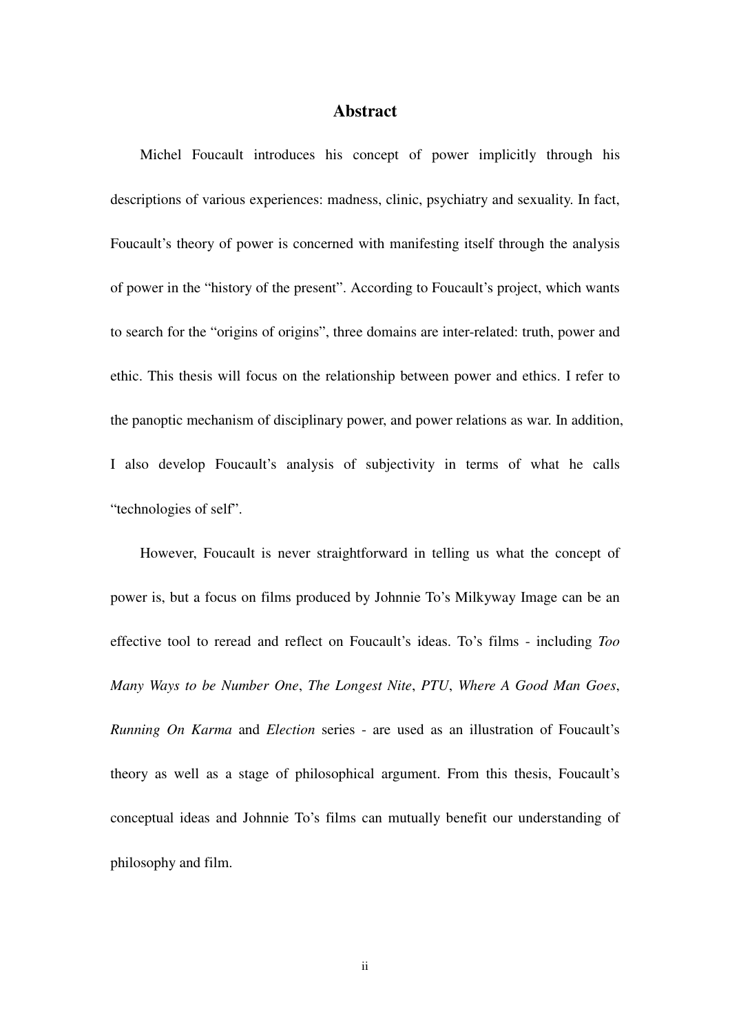## Abstract

Michel Foucault introduces his concept of power implicitly through his descriptions of various experiences: madness, clinic, psychiatry and sexuality. In fact, Foucault's theory of power is concerned with manifesting itself through the analysis of power in the "history of the present". According to Foucault's project, which wants to search for the "origins of origins", three domains are inter-related: truth, power and ethic. This thesis will focus on the relationship between power and ethics. I refer to the panoptic mechanism of disciplinary power, and power relations as war. In addition, I also develop Foucault's analysis of subjectivity in terms of what he calls "technologies of self".

However, Foucault is never straightforward in telling us what the concept of power is, but a focus on films produced by Johnnie To's Milkyway Image can be an effective tool to reread and reflect on Foucault's ideas. To's films - including *Too Many Ways to be Number One*, *The Longest Nite*, *PTU*, *Where A Good Man Goes*, *Running On Karma* and *Election* series - are used as an illustration of Foucault's theory as well as a stage of philosophical argument. From this thesis, Foucault's conceptual ideas and Johnnie To's films can mutually benefit our understanding of philosophy and film.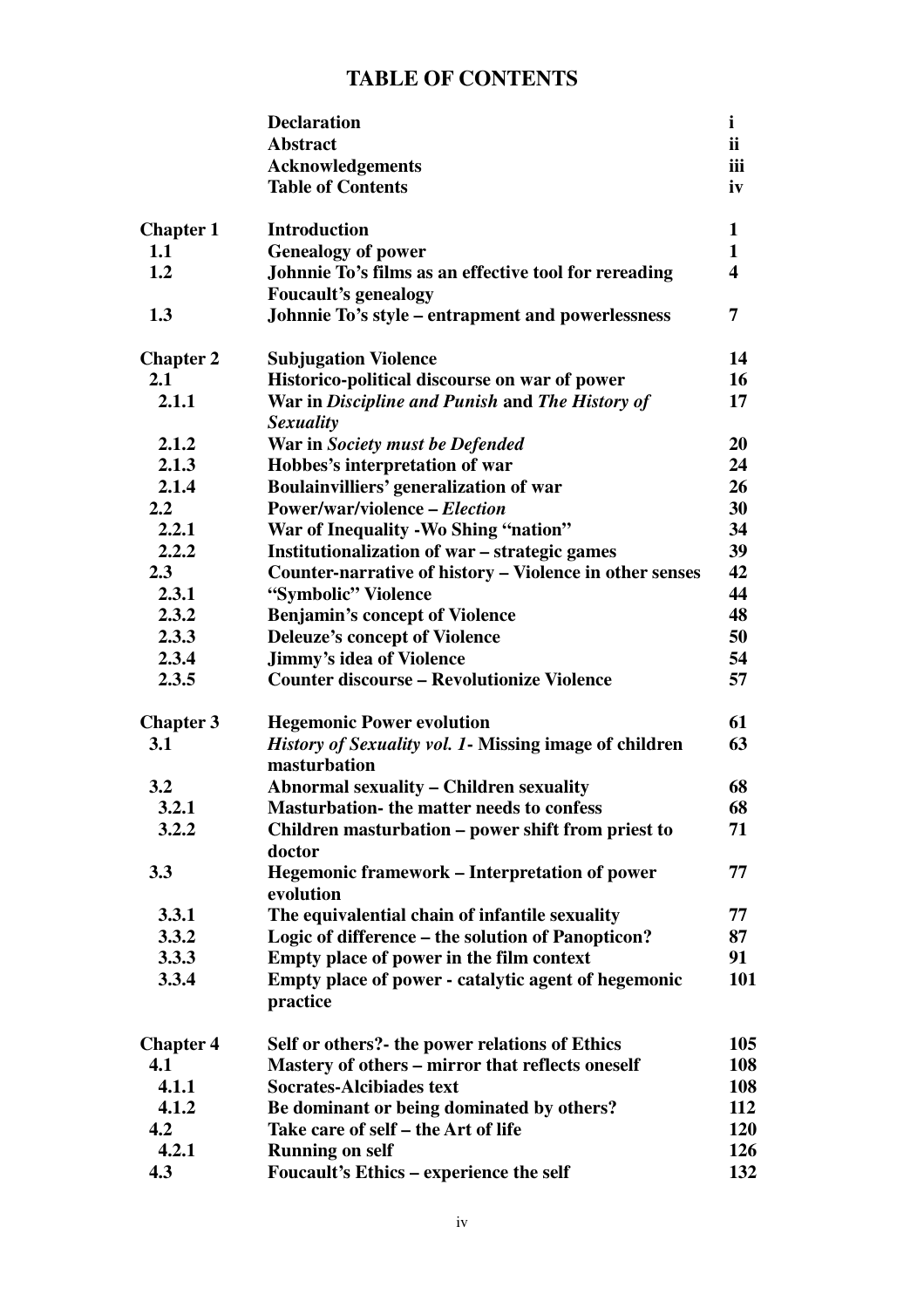# TABLE OF CONTENTS

| | | |
|---|---|---|
| | **Declaration** | **i** |
| | **Abstract** | **ii** |
| | **Acknowledgements** | **iii** |
| | **Table of Contents** | **iv** |
| **Chapter 1** | **Introduction** | **1** |
| **1.1** | **Genealogy of power** | **1** |
| **1.2** | **Johnnie To's films as an effective tool for rereading Foucault's genealogy** | **4** |
| **1.3** | **Johnnie To's style – entrapment and powerlessness** | **7** |
| **Chapter 2** | **Subjugation Violence** | **14** |
| **2.1** | **Historico-political discourse on war of power** | **16** |
| **2.1.1** | **War in *Discipline and Punish* and *The History of Sexuality*** | **17** |
| **2.1.2** | **War in *Society must be Defended*** | **20** |
| **2.1.3** | **Hobbes's interpretation of war** | **24** |
| **2.1.4** | **Boulainvilliers' generalization of war** | **26** |
| **2.2** | **Power/war/violence – *Election*** | **30** |
| **2.2.1** | **War of Inequality -Wo Shing "nation"** | **34** |
| **2.2.2** | **Institutionalization of war – strategic games** | **39** |
| **2.3** | **Counter-narrative of history – Violence in other senses** | **42** |
| **2.3.1** | **"Symbolic" Violence** | **44** |
| **2.3.2** | **Benjamin's concept of Violence** | **48** |
| **2.3.3** | **Deleuze's concept of Violence** | **50** |
| **2.3.4** | **Jimmy's idea of Violence** | **54** |
| **2.3.5** | **Counter discourse – Revolutionize Violence** | **57** |
| **Chapter 3** | **Hegemonic Power evolution** | **61** |
| **3.1** | ***History of Sexuality vol. 1*- Missing image of children masturbation** | **63** |
| **3.2** | **Abnormal sexuality – Children sexuality** | **68** |
| **3.2.1** | **Masturbation- the matter needs to confess** | **68** |
| **3.2.2** | **Children masturbation – power shift from priest to doctor** | **71** |
| **3.3** | **Hegemonic framework – Interpretation of power evolution** | **77** |
| **3.3.1** | **The equivalential chain of infantile sexuality** | **77** |
| **3.3.2** | **Logic of difference – the solution of Panopticon?** | **87** |
| **3.3.3** | **Empty place of power in the film context** | **91** |
| **3.3.4** | **Empty place of power - catalytic agent of hegemonic practice** | **101** |
| **Chapter 4** | **Self or others?- the power relations of Ethics** | **105** |
| **4.1** | **Mastery of others – mirror that reflects oneself** | **108** |
| **4.1.1** | **Socrates-Alcibiades text** | **108** |
| **4.1.2** | **Be dominant or being dominated by others?** | **112** |
| **4.2** | **Take care of self – the Art of life** | **120** |
| **4.2.1** | **Running on self** | **126** |
| **4.3** | **Foucault's Ethics – experience the self** | **132** |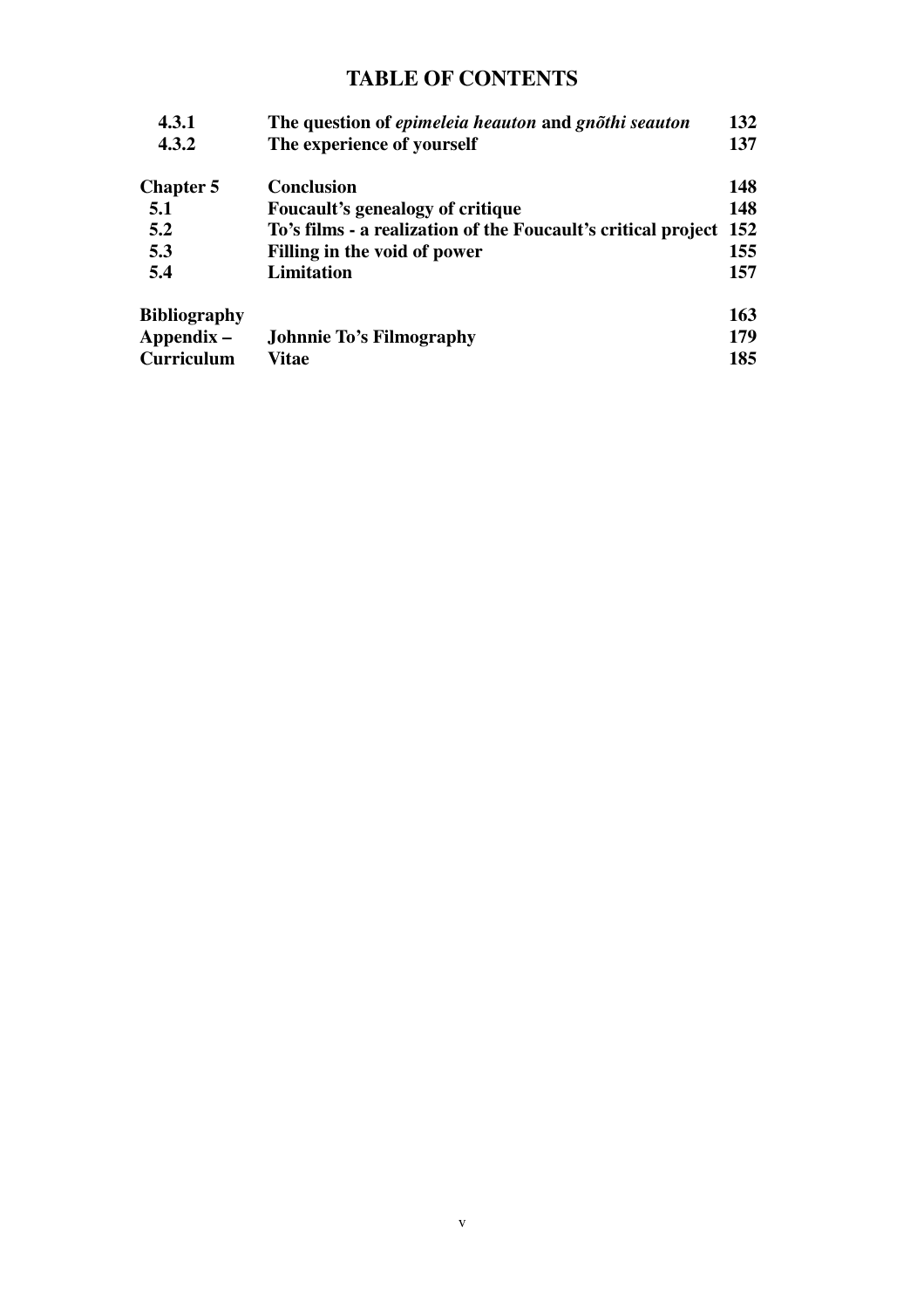# TABLE OF CONTENTS

| | | |
|---|---|---|
| **4.3.1** | **The question of *epimeleia heauton* and *gnõthi seauton*** | **132** |
| **4.3.2** | **The experience of yourself** | **137** |
| **Chapter 5** | **Conclusion** | **148** |
| **5.1** | **Foucault's genealogy of critique** | **148** |
| **5.2** | **To's films - a realization of the Foucault's critical project** | **152** |
| **5.3** | **Filling in the void of power** | **155** |
| **5.4** | **Limitation** | **157** |
| **Bibliography** | | **163** |
| **Appendix –** | **Johnnie To's Filmography** | **179** |
| **Curriculum** | **Vitae** | **185** |